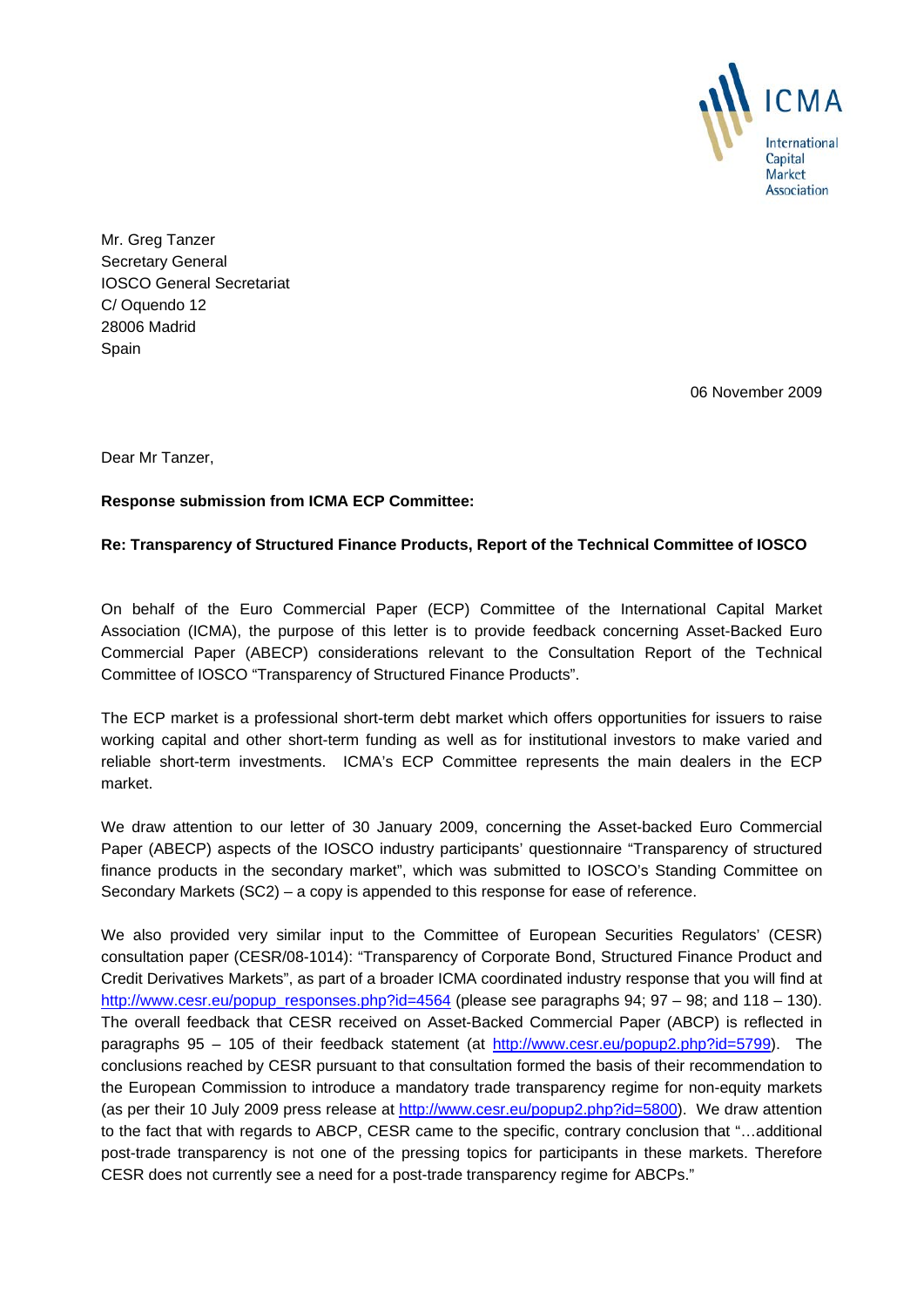ICMA

International Capital Market Association

Mr. Greg Tanzer
Secretary General
IOSCO General Secretariat
C/ Oquendo 12
28006 Madrid
Spain

06 November 2009

Dear Mr Tanzer,

**Response submission from ICMA ECP Committee:**

**Re: Transparency of Structured Finance Products, Report of the Technical Committee of IOSCO**

On behalf of the Euro Commercial Paper (ECP) Committee of the International Capital Market Association (ICMA), the purpose of this letter is to provide feedback concerning Asset-Backed Euro Commercial Paper (ABECP) considerations relevant to the Consultation Report of the Technical Committee of IOSCO "Transparency of Structured Finance Products".

The ECP market is a professional short-term debt market which offers opportunities for issuers to raise working capital and other short-term funding as well as for institutional investors to make varied and reliable short-term investments. ICMA's ECP Committee represents the main dealers in the ECP market.

We draw attention to our letter of 30 January 2009, concerning the Asset-backed Euro Commercial Paper (ABECP) aspects of the IOSCO industry participants' questionnaire "Transparency of structured finance products in the secondary market", which was submitted to IOSCO's Standing Committee on Secondary Markets (SC2) – a copy is appended to this response for ease of reference.

We also provided very similar input to the Committee of European Securities Regulators' (CESR) consultation paper (CESR/08-1014): "Transparency of Corporate Bond, Structured Finance Product and Credit Derivatives Markets", as part of a broader ICMA coordinated industry response that you will find at http://www.cesr.eu/popup_responses.php?id=4564 (please see paragraphs 94; 97 – 98; and 118 – 130). The overall feedback that CESR received on Asset-Backed Commercial Paper (ABCP) is reflected in paragraphs 95 – 105 of their feedback statement (at http://www.cesr.eu/popup2.php?id=5799). The conclusions reached by CESR pursuant to that consultation formed the basis of their recommendation to the European Commission to introduce a mandatory trade transparency regime for non-equity markets (as per their 10 July 2009 press release at http://www.cesr.eu/popup2.php?id=5800). We draw attention to the fact that with regards to ABCP, CESR came to the specific, contrary conclusion that "…additional post-trade transparency is not one of the pressing topics for participants in these markets. Therefore CESR does not currently see a need for a post-trade transparency regime for ABCPs."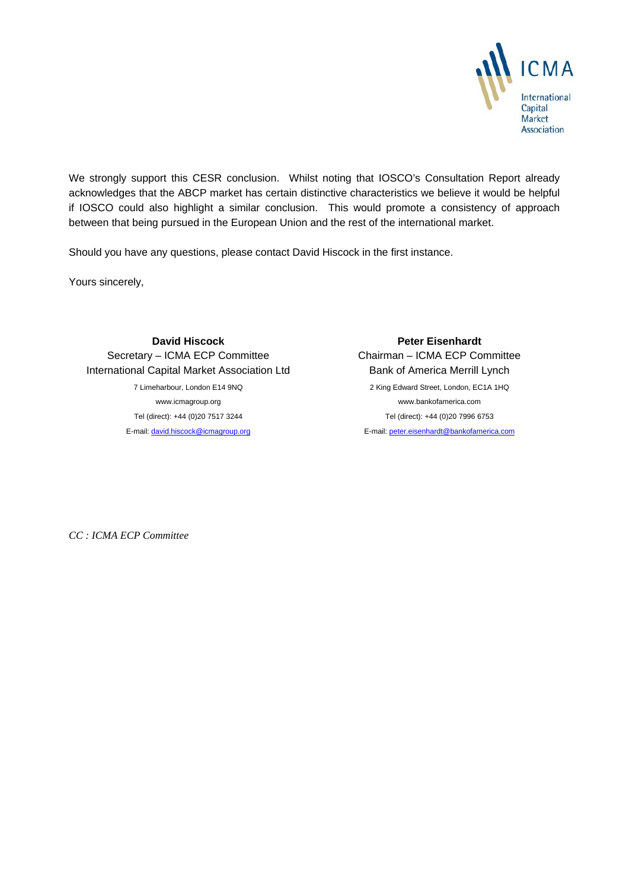We strongly support this CESR conclusion. Whilst noting that IOSCO's Consultation Report already acknowledges that the ABCP market has certain distinctive characteristics we believe it would be helpful if IOSCO could also highlight a similar conclusion. This would promote a consistency of approach between that being pursued in the European Union and the rest of the international market.

Should you have any questions, please contact David Hiscock in the first instance.

Yours sincerely,

**David Hiscock**
Secretary – ICMA ECP Committee
International Capital Market Association Ltd
7 Limeharbour, London E14 9NQ
www.icmagroup.org
Tel (direct): +44 (0)20 7517 3244
E-mail: david.hiscock@icmagroup.org

**Peter Eisenhardt**
Chairman – ICMA ECP Committee
Bank of America Merrill Lynch
2 King Edward Street, London, EC1A 1HQ
www.bankofamerica.com
Tel (direct): +44 (0)20 7996 6753
E-mail: peter.eisenhardt@bankofamerica.com

*CC : ICMA ECP Committee*